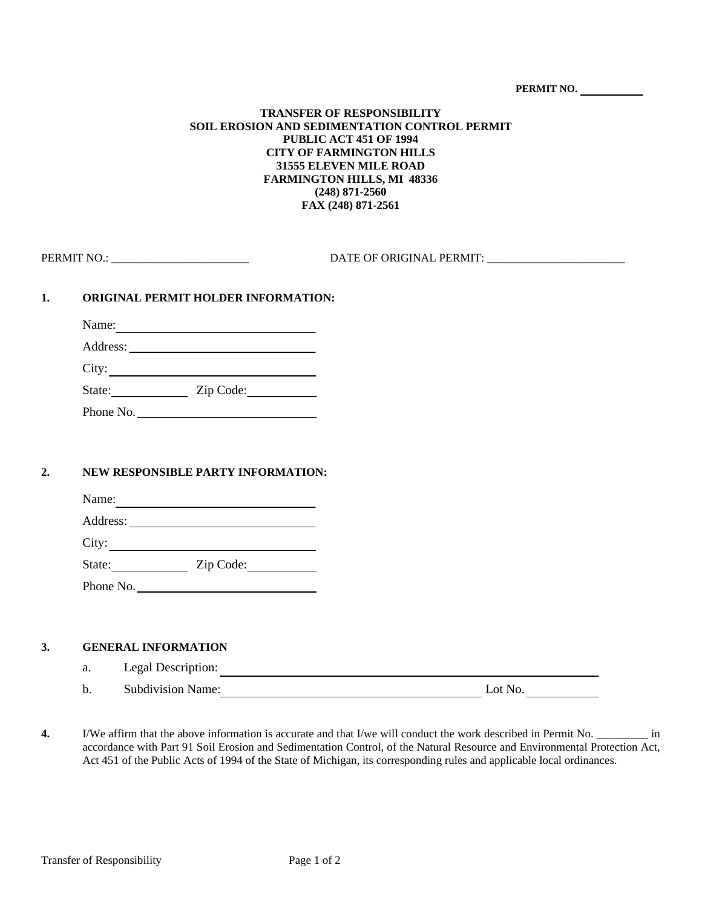**PERMIT NO. \_\_\_\_\_\_\_\_\_\_**

**TRANSFER OF RESPONSIBILITY**
**SOIL EROSION AND SEDIMENTATION CONTROL PERMIT**
**PUBLIC ACT 451 OF 1994**
**CITY OF FARMINGTON HILLS**
**31555 ELEVEN MILE ROAD**
**FARMINGTON HILLS, MI 48336**
**(248) 871-2560**
**FAX (248) 871-2561**

PERMIT NO.: \_\_\_\_\_\_\_\_\_\_\_\_\_\_\_\_\_\_\_\_\_\_\_\_ DATE OF ORIGINAL PERMIT: \_\_\_\_\_\_\_\_\_\_\_\_\_\_\_\_\_\_\_\_\_\_\_\_

**1. ORIGINAL PERMIT HOLDER INFORMATION:**

Name: \_\_\_\_\_\_\_\_\_\_\_\_\_\_\_\_\_\_\_\_\_\_\_\_\_\_\_\_\_\_

Address: \_\_\_\_\_\_\_\_\_\_\_\_\_\_\_\_\_\_\_\_\_\_\_\_\_\_\_\_

City: \_\_\_\_\_\_\_\_\_\_\_\_\_\_\_\_\_\_\_\_\_\_\_\_\_\_\_\_\_\_\_\_

State: \_\_\_\_\_\_\_\_\_\_\_\_ Zip Code: \_\_\_\_\_\_\_\_\_\_

Phone No. \_\_\_\_\_\_\_\_\_\_\_\_\_\_\_\_\_\_\_\_\_\_\_\_\_\_\_

**2. NEW RESPONSIBLE PARTY INFORMATION:**

Name: \_\_\_\_\_\_\_\_\_\_\_\_\_\_\_\_\_\_\_\_\_\_\_\_\_\_\_\_\_\_

Address: \_\_\_\_\_\_\_\_\_\_\_\_\_\_\_\_\_\_\_\_\_\_\_\_\_\_\_\_

City: \_\_\_\_\_\_\_\_\_\_\_\_\_\_\_\_\_\_\_\_\_\_\_\_\_\_\_\_\_\_\_\_

State: \_\_\_\_\_\_\_\_\_\_\_\_ Zip Code: \_\_\_\_\_\_\_\_\_\_

Phone No. \_\_\_\_\_\_\_\_\_\_\_\_\_\_\_\_\_\_\_\_\_\_\_\_\_\_\_

**3. GENERAL INFORMATION**

a. Legal Description: \_\_\_\_\_\_\_\_\_\_\_\_\_\_\_\_\_\_\_\_\_\_\_\_\_\_\_\_\_\_\_\_\_\_\_\_\_\_\_\_\_\_\_\_\_\_\_\_\_\_\_\_\_\_

b. Subdivision Name: \_\_\_\_\_\_\_\_\_\_\_\_\_\_\_\_\_\_\_\_\_\_\_\_\_\_\_\_\_\_\_\_\_\_\_\_\_\_\_\_ Lot No. \_\_\_\_\_\_\_\_\_\_

**4.** I/We affirm that the above information is accurate and that I/we will conduct the work described in Permit No. \_\_\_\_\_\_\_\_\_ in accordance with Part 91 Soil Erosion and Sedimentation Control, of the Natural Resource and Environmental Protection Act, Act 451 of the Public Acts of 1994 of the State of Michigan, its corresponding rules and applicable local ordinances.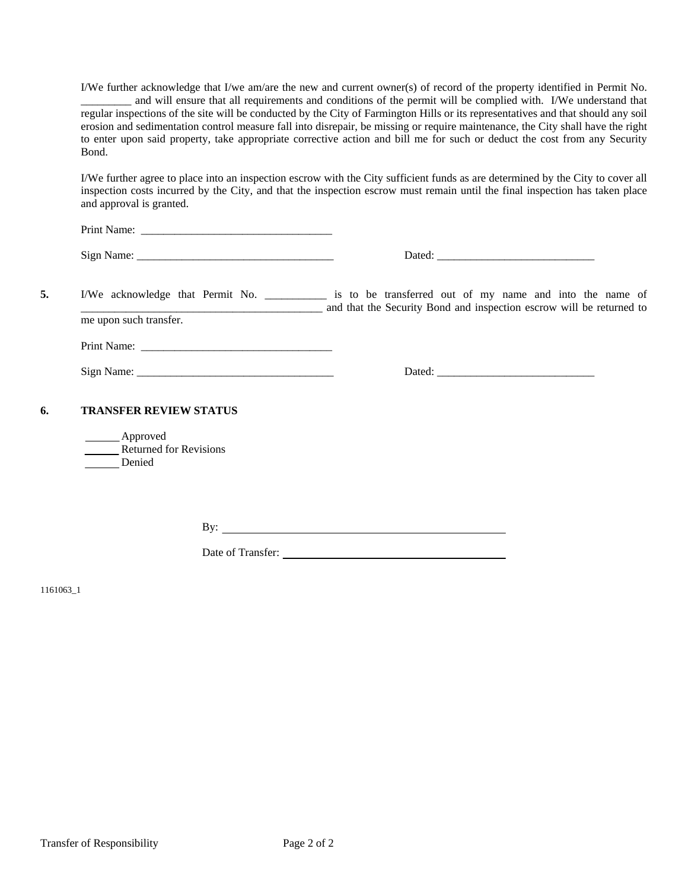I/We further acknowledge that I/we am/are the new and current owner(s) of record of the property identified in Permit No. _________ and will ensure that all requirements and conditions of the permit will be complied with. I/We understand that regular inspections of the site will be conducted by the City of Farmington Hills or its representatives and that should any soil erosion and sedimentation control measure fall into disrepair, be missing or require maintenance, the City shall have the right to enter upon said property, take appropriate corrective action and bill me for such or deduct the cost from any Security Bond.

I/We further agree to place into an inspection escrow with the City sufficient funds as are determined by the City to cover all inspection costs incurred by the City, and that the inspection escrow must remain until the final inspection has taken place and approval is granted.

Print Name: __________________________________

Sign Name: ___________________________________ Dated: ____________________________

**5.** I/We acknowledge that Permit No. ___________ is to be transferred out of my name and into the name of ___________________________________________ and that the Security Bond and inspection escrow will be returned to me upon such transfer.

Print Name: __________________________________

Sign Name: ___________________________________ Dated: ____________________________

**6. TRANSFER REVIEW STATUS**

______ Approved
______ Returned for Revisions
______ Denied

By: ____________________________________________________

Date of Transfer: ________________________________________

1161063_1